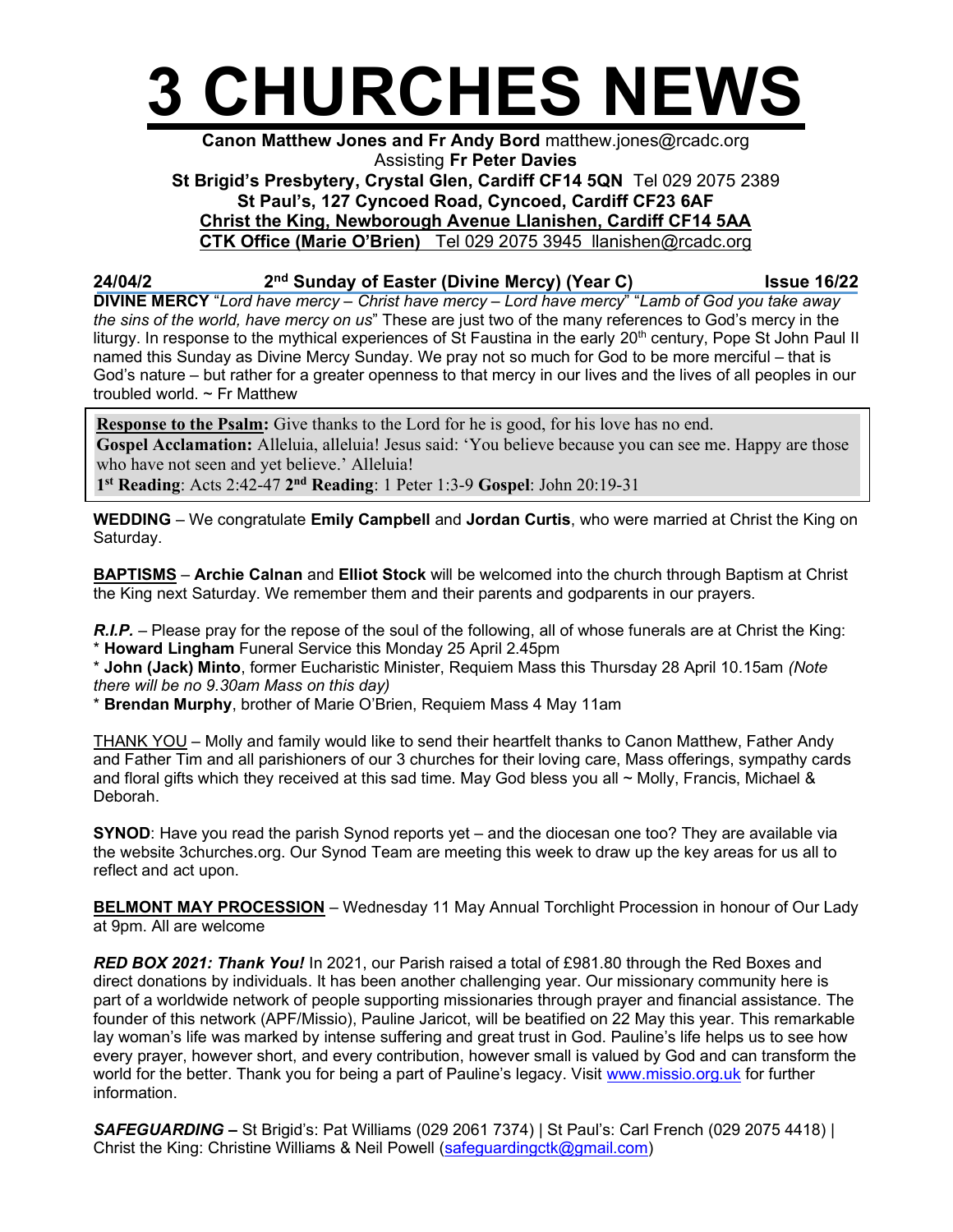# 3 CHURCHES NEWS

**Canon Matthew Jones and Fr Andy Bord** matthew.jones@rcadc.org
Assisting **Fr Peter Davies**
**St Brigid's Presbytery, Crystal Glen, Cardiff CF14 5QN** Tel 029 2075 2389
**St Paul's, 127 Cyncoed Road, Cyncoed, Cardiff CF23 6AF**
**Christ the King, Newborough Avenue Llanishen, Cardiff CF14 5AA**
**CTK Office (Marie O'Brien)** Tel 029 2075 3945 llanishen@rcadc.org

**24/04/2** **2nd Sunday of Easter (Divine Mercy) (Year C)** **Issue 16/22**

**DIVINE MERCY** "*Lord have mercy – Christ have mercy – Lord have mercy*" "*Lamb of God you take away the sins of the world, have mercy on us*" These are just two of the many references to God's mercy in the liturgy. In response to the mythical experiences of St Faustina in the early 20th century, Pope St John Paul II named this Sunday as Divine Mercy Sunday. We pray not so much for God to be more merciful – that is God's nature – but rather for a greater openness to that mercy in our lives and the lives of all peoples in our troubled world. ~ Fr Matthew

**Response to the Psalm:** Give thanks to the Lord for he is good, for his love has no end.
**Gospel Acclamation:** Alleluia, alleluia! Jesus said: 'You believe because you can see me. Happy are those who have not seen and yet believe.' Alleluia!
**1st Reading**: Acts 2:42-47 **2nd Reading**: 1 Peter 1:3-9 **Gospel**: John 20:19-31

**WEDDING** – We congratulate **Emily Campbell** and **Jordan Curtis**, who were married at Christ the King on Saturday.

**BAPTISMS** – **Archie Calnan** and **Elliot Stock** will be welcomed into the church through Baptism at Christ the King next Saturday. We remember them and their parents and godparents in our prayers.

***R.I.P.*** – Please pray for the repose of the soul of the following, all of whose funerals are at Christ the King:
* **Howard Lingham** Funeral Service this Monday 25 April 2.45pm
* **John (Jack) Minto**, former Eucharistic Minister, Requiem Mass this Thursday 28 April 10.15am *(Note there will be no 9.30am Mass on this day)*
* **Brendan Murphy**, brother of Marie O'Brien, Requiem Mass 4 May 11am

THANK YOU – Molly and family would like to send their heartfelt thanks to Canon Matthew, Father Andy and Father Tim and all parishioners of our 3 churches for their loving care, Mass offerings, sympathy cards and floral gifts which they received at this sad time. May God bless you all ~ Molly, Francis, Michael & Deborah.

**SYNOD**: Have you read the parish Synod reports yet – and the diocesan one too? They are available via the website 3churches.org. Our Synod Team are meeting this week to draw up the key areas for us all to reflect and act upon.

**BELMONT MAY PROCESSION** – Wednesday 11 May Annual Torchlight Procession in honour of Our Lady at 9pm. All are welcome

***RED BOX 2021: Thank You!*** In 2021, our Parish raised a total of £981.80 through the Red Boxes and direct donations by individuals. It has been another challenging year. Our missionary community here is part of a worldwide network of people supporting missionaries through prayer and financial assistance. The founder of this network (APF/Missio), Pauline Jaricot, will be beatified on 22 May this year. This remarkable lay woman's life was marked by intense suffering and great trust in God. Pauline's life helps us to see how every prayer, however short, and every contribution, however small is valued by God and can transform the world for the better. Thank you for being a part of Pauline's legacy. Visit www.missio.org.uk for further information.

***SAFEGUARDING –*** St Brigid's: Pat Williams (029 2061 7374) | St Paul's: Carl French (029 2075 4418) | Christ the King: Christine Williams & Neil Powell (safeguardingctk@gmail.com)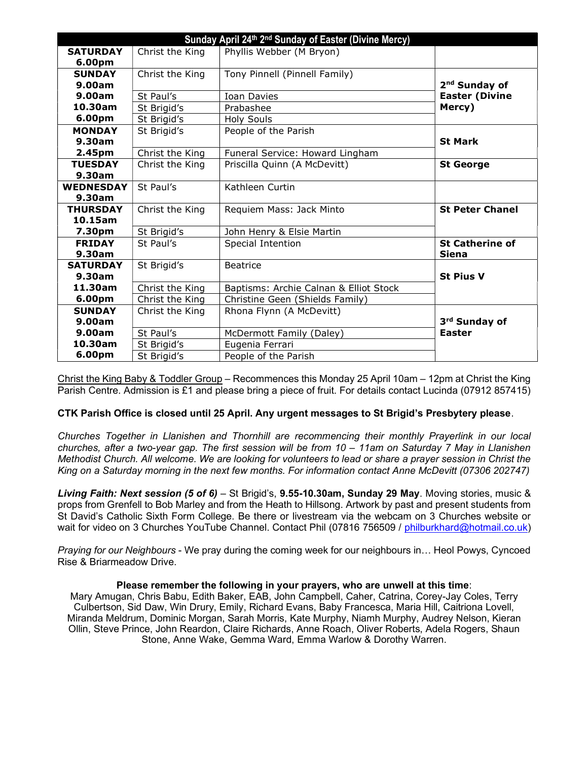| Sunday April 24th 2nd Sunday of Easter (Divine Mercy) | | | |
|---|---|---|---|
| **SATURDAY 6.00pm** | Christ the King | Phyllis Webber (M Bryon) | |
| **SUNDAY 9.00am** | Christ the King | Tony Pinnell (Pinnell Family) | **2nd Sunday of Easter (Divine Mercy)** |
| **9.00am** | St Paul's | Ioan Davies | |
| **10.30am** | St Brigid's | Prabashee | |
| **6.00pm** | St Brigid's | Holy Souls | |
| **MONDAY 9.30am** | St Brigid's | People of the Parish | **St Mark** |
| **2.45pm** | Christ the King | Funeral Service: Howard Lingham | |
| **TUESDAY 9.30am** | Christ the King | Priscilla Quinn (A McDevitt) | **St George** |
| **WEDNESDAY 9.30am** | St Paul's | Kathleen Curtin | |
| **THURSDAY 10.15am** | Christ the King | Requiem Mass: Jack Minto | **St Peter Chanel** |
| **7.30pm** | St Brigid's | John Henry & Elsie Martin | |
| **FRIDAY 9.30am** | St Paul's | Special Intention | **St Catherine of Siena** |
| **SATURDAY 9.30am** | St Brigid's | Beatrice | **St Pius V** |
| **11.30am** | Christ the King | Baptisms: Archie Calnan & Elliot Stock | |
| **6.00pm** | Christ the King | Christine Geen (Shields Family) | |
| **SUNDAY 9.00am** | Christ the King | Rhona Flynn (A McDevitt) | **3rd Sunday of Easter** |
| **9.00am** | St Paul's | McDermott Family (Daley) | |
| **10.30am** | St Brigid's | Eugenia Ferrari | |
| **6.00pm** | St Brigid's | People of the Parish | |

Christ the King Baby & Toddler Group – Recommences this Monday 25 April 10am – 12pm at Christ the King Parish Centre. Admission is £1 and please bring a piece of fruit. For details contact Lucinda (07912 857415)

**CTK Parish Office is closed until 25 April. Any urgent messages to St Brigid's Presbytery please**.

*Churches Together in Llanishen and Thornhill are recommencing their monthly Prayerlink in our local churches, after a two-year gap. The first session will be from 10 – 11am on Saturday 7 May in Llanishen Methodist Church. All welcome. We are looking for volunteers to lead or share a prayer session in Christ the King on a Saturday morning in the next few months. For information contact Anne McDevitt (07306 202747)*

***Living Faith: Next session (5 of 6)*** – St Brigid's, **9.55-10.30am, Sunday 29 May**. Moving stories, music & props from Grenfell to Bob Marley and from the Heath to Hillsong. Artwork by past and present students from St David's Catholic Sixth Form College. Be there or livestream via the webcam on 3 Churches website or wait for video on 3 Churches YouTube Channel. Contact Phil (07816 756509 / philburkhard@hotmail.co.uk)

*Praying for our Neighbours* - We pray during the coming week for our neighbours in… Heol Powys, Cyncoed Rise & Briarmeadow Drive.

**Please remember the following in your prayers, who are unwell at this time**:
Mary Amugan, Chris Babu, Edith Baker, EAB, John Campbell, Caher, Catrina, Corey-Jay Coles, Terry Culbertson, Sid Daw, Win Drury, Emily, Richard Evans, Baby Francesca, Maria Hill, Caitriona Lovell, Miranda Meldrum, Dominic Morgan, Sarah Morris, Kate Murphy, Niamh Murphy, Audrey Nelson, Kieran Ollin, Steve Prince, John Reardon, Claire Richards, Anne Roach, Oliver Roberts, Adela Rogers, Shaun Stone, Anne Wake, Gemma Ward, Emma Warlow & Dorothy Warren.